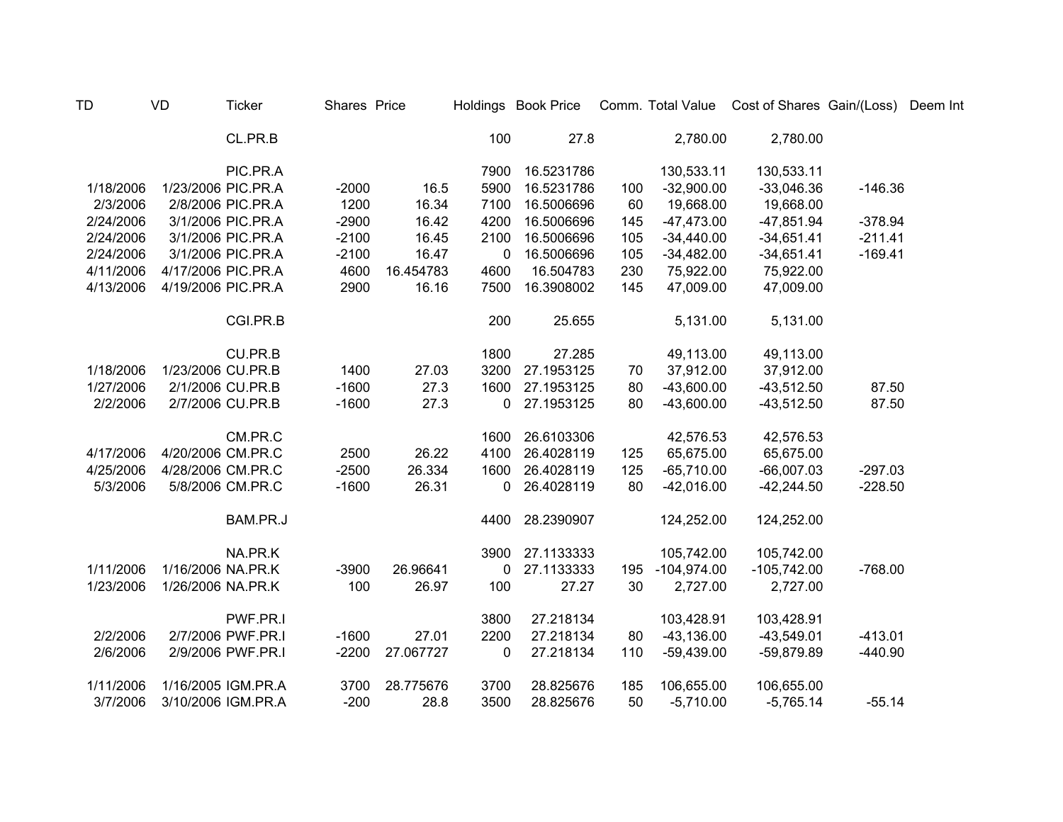| TD | VD | Ticker | Shares | Price | Holdings | Book Price | Comm. | Total Value | Cost of Shares | Gain/(Loss) | Deem Int |
|---|---|---|---|---|---|---|---|---|---|---|---|
| | | CL.PR.B | | | 100 | 27.8 | | 2,780.00 | 2,780.00 | | |
| | | | | | | | | | | | |
| | | PIC.PR.A | | | 7900 | 16.5231786 | | 130,533.11 | 130,533.11 | | |
| 1/18/2006 | 1/23/2006 | PIC.PR.A | -2000 | 16.5 | 5900 | 16.5231786 | 100 | -32,900.00 | -33,046.36 | -146.36 | |
| 2/3/2006 | 2/8/2006 | PIC.PR.A | 1200 | 16.34 | 7100 | 16.5006696 | 60 | 19,668.00 | 19,668.00 | | |
| 2/24/2006 | 3/1/2006 | PIC.PR.A | -2900 | 16.42 | 4200 | 16.5006696 | 145 | -47,473.00 | -47,851.94 | -378.94 | |
| 2/24/2006 | 3/1/2006 | PIC.PR.A | -2100 | 16.45 | 2100 | 16.5006696 | 105 | -34,440.00 | -34,651.41 | -211.41 | |
| 2/24/2006 | 3/1/2006 | PIC.PR.A | -2100 | 16.47 | 0 | 16.5006696 | 105 | -34,482.00 | -34,651.41 | -169.41 | |
| 4/11/2006 | 4/17/2006 | PIC.PR.A | 4600 | 16.454783 | 4600 | 16.504783 | 230 | 75,922.00 | 75,922.00 | | |
| 4/13/2006 | 4/19/2006 | PIC.PR.A | 2900 | 16.16 | 7500 | 16.3908002 | 145 | 47,009.00 | 47,009.00 | | |
| | | | | | | | | | | | |
| | | CGI.PR.B | | | 200 | 25.655 | | 5,131.00 | 5,131.00 | | |
| | | | | | | | | | | | |
| | | CU.PR.B | | | 1800 | 27.285 | | 49,113.00 | 49,113.00 | | |
| 1/18/2006 | 1/23/2006 | CU.PR.B | 1400 | 27.03 | 3200 | 27.1953125 | 70 | 37,912.00 | 37,912.00 | | |
| 1/27/2006 | 2/1/2006 | CU.PR.B | -1600 | 27.3 | 1600 | 27.1953125 | 80 | -43,600.00 | -43,512.50 | 87.50 | |
| 2/2/2006 | 2/7/2006 | CU.PR.B | -1600 | 27.3 | 0 | 27.1953125 | 80 | -43,600.00 | -43,512.50 | 87.50 | |
| | | | | | | | | | | | |
| | | CM.PR.C | | | 1600 | 26.6103306 | | 42,576.53 | 42,576.53 | | |
| 4/17/2006 | 4/20/2006 | CM.PR.C | 2500 | 26.22 | 4100 | 26.4028119 | 125 | 65,675.00 | 65,675.00 | | |
| 4/25/2006 | 4/28/2006 | CM.PR.C | -2500 | 26.334 | 1600 | 26.4028119 | 125 | -65,710.00 | -66,007.03 | -297.03 | |
| 5/3/2006 | 5/8/2006 | CM.PR.C | -1600 | 26.31 | 0 | 26.4028119 | 80 | -42,016.00 | -42,244.50 | -228.50 | |
| | | | | | | | | | | | |
| | | BAM.PR.J | | | 4400 | 28.2390907 | | 124,252.00 | 124,252.00 | | |
| | | | | | | | | | | | |
| | | NA.PR.K | | | 3900 | 27.1133333 | | 105,742.00 | 105,742.00 | | |
| 1/11/2006 | 1/16/2006 | NA.PR.K | -3900 | 26.96641 | 0 | 27.1133333 | 195 | -104,974.00 | -105,742.00 | -768.00 | |
| 1/23/2006 | 1/26/2006 | NA.PR.K | 100 | 26.97 | 100 | 27.27 | 30 | 2,727.00 | 2,727.00 | | |
| | | | | | | | | | | | |
| | | PWF.PR.I | | | 3800 | 27.218134 | | 103,428.91 | 103,428.91 | | |
| 2/2/2006 | 2/7/2006 | PWF.PR.I | -1600 | 27.01 | 2200 | 27.218134 | 80 | -43,136.00 | -43,549.01 | -413.01 | |
| 2/6/2006 | 2/9/2006 | PWF.PR.I | -2200 | 27.067727 | 0 | 27.218134 | 110 | -59,439.00 | -59,879.89 | -440.90 | |
| | | | | | | | | | | | |
| 1/11/2006 | 1/16/2005 | IGM.PR.A | 3700 | 28.775676 | 3700 | 28.825676 | 185 | 106,655.00 | 106,655.00 | | |
| 3/7/2006 | 3/10/2006 | IGM.PR.A | -200 | 28.8 | 3500 | 28.825676 | 50 | -5,710.00 | -5,765.14 | -55.14 | |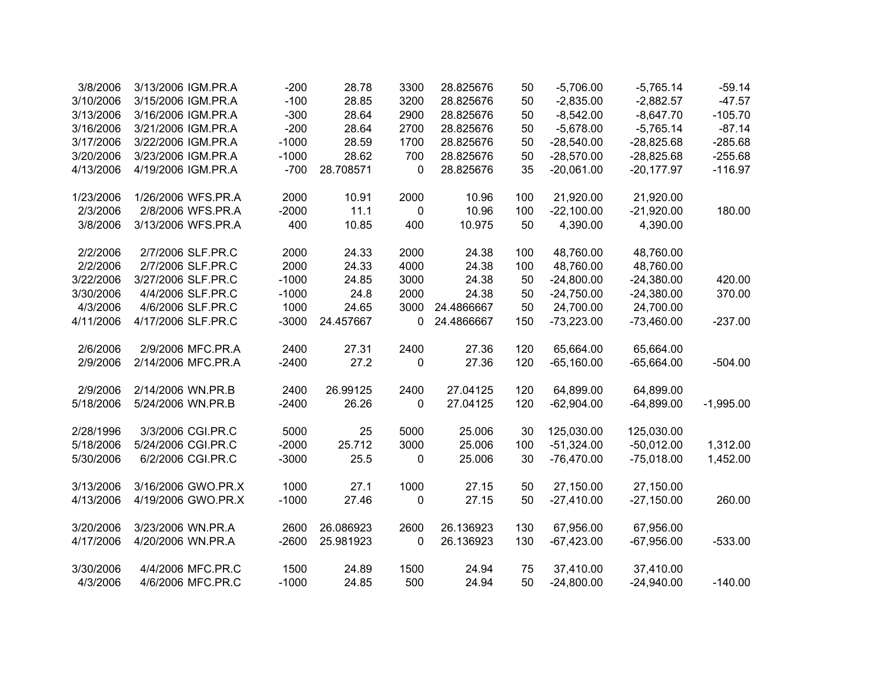| | | | | | | | | | | |
|---|---|---|---|---|---|---|---|---|---|---|
| 3/8/2006 | 3/13/2006 | IGM.PR.A | -200 | 28.78 | 3300 | 28.825676 | 50 | -5,706.00 | -5,765.14 | -59.14 |
| 3/10/2006 | 3/15/2006 | IGM.PR.A | -100 | 28.85 | 3200 | 28.825676 | 50 | -2,835.00 | -2,882.57 | -47.57 |
| 3/13/2006 | 3/16/2006 | IGM.PR.A | -300 | 28.64 | 2900 | 28.825676 | 50 | -8,542.00 | -8,647.70 | -105.70 |
| 3/16/2006 | 3/21/2006 | IGM.PR.A | -200 | 28.64 | 2700 | 28.825676 | 50 | -5,678.00 | -5,765.14 | -87.14 |
| 3/17/2006 | 3/22/2006 | IGM.PR.A | -1000 | 28.59 | 1700 | 28.825676 | 50 | -28,540.00 | -28,825.68 | -285.68 |
| 3/20/2006 | 3/23/2006 | IGM.PR.A | -1000 | 28.62 | 700 | 28.825676 | 50 | -28,570.00 | -28,825.68 | -255.68 |
| 4/13/2006 | 4/19/2006 | IGM.PR.A | -700 | 28.708571 | 0 | 28.825676 | 35 | -20,061.00 | -20,177.97 | -116.97 |
| | | | | | | | | | | |
| 1/23/2006 | 1/26/2006 | WFS.PR.A | 2000 | 10.91 | 2000 | 10.96 | 100 | 21,920.00 | 21,920.00 | |
| 2/3/2006 | 2/8/2006 | WFS.PR.A | -2000 | 11.1 | 0 | 10.96 | 100 | -22,100.00 | -21,920.00 | 180.00 |
| 3/8/2006 | 3/13/2006 | WFS.PR.A | 400 | 10.85 | 400 | 10.975 | 50 | 4,390.00 | 4,390.00 | |
| | | | | | | | | | | |
| 2/2/2006 | 2/7/2006 | SLF.PR.C | 2000 | 24.33 | 2000 | 24.38 | 100 | 48,760.00 | 48,760.00 | |
| 2/2/2006 | 2/7/2006 | SLF.PR.C | 2000 | 24.33 | 4000 | 24.38 | 100 | 48,760.00 | 48,760.00 | |
| 3/22/2006 | 3/27/2006 | SLF.PR.C | -1000 | 24.85 | 3000 | 24.38 | 50 | -24,800.00 | -24,380.00 | 420.00 |
| 3/30/2006 | 4/4/2006 | SLF.PR.C | -1000 | 24.8 | 2000 | 24.38 | 50 | -24,750.00 | -24,380.00 | 370.00 |
| 4/3/2006 | 4/6/2006 | SLF.PR.C | 1000 | 24.65 | 3000 | 24.4866667 | 50 | 24,700.00 | 24,700.00 | |
| 4/11/2006 | 4/17/2006 | SLF.PR.C | -3000 | 24.457667 | 0 | 24.4866667 | 150 | -73,223.00 | -73,460.00 | -237.00 |
| | | | | | | | | | | |
| 2/6/2006 | 2/9/2006 | MFC.PR.A | 2400 | 27.31 | 2400 | 27.36 | 120 | 65,664.00 | 65,664.00 | |
| 2/9/2006 | 2/14/2006 | MFC.PR.A | -2400 | 27.2 | 0 | 27.36 | 120 | -65,160.00 | -65,664.00 | -504.00 |
| | | | | | | | | | | |
| 2/9/2006 | 2/14/2006 | WN.PR.B | 2400 | 26.99125 | 2400 | 27.04125 | 120 | 64,899.00 | 64,899.00 | |
| 5/18/2006 | 5/24/2006 | WN.PR.B | -2400 | 26.26 | 0 | 27.04125 | 120 | -62,904.00 | -64,899.00 | -1,995.00 |
| | | | | | | | | | | |
| 2/28/1996 | 3/3/2006 | CGI.PR.C | 5000 | 25 | 5000 | 25.006 | 30 | 125,030.00 | 125,030.00 | |
| 5/18/2006 | 5/24/2006 | CGI.PR.C | -2000 | 25.712 | 3000 | 25.006 | 100 | -51,324.00 | -50,012.00 | 1,312.00 |
| 5/30/2006 | 6/2/2006 | CGI.PR.C | -3000 | 25.5 | 0 | 25.006 | 30 | -76,470.00 | -75,018.00 | 1,452.00 |
| | | | | | | | | | | |
| 3/13/2006 | 3/16/2006 | GWO.PR.X | 1000 | 27.1 | 1000 | 27.15 | 50 | 27,150.00 | 27,150.00 | |
| 4/13/2006 | 4/19/2006 | GWO.PR.X | -1000 | 27.46 | 0 | 27.15 | 50 | -27,410.00 | -27,150.00 | 260.00 |
| | | | | | | | | | | |
| 3/20/2006 | 3/23/2006 | WN.PR.A | 2600 | 26.086923 | 2600 | 26.136923 | 130 | 67,956.00 | 67,956.00 | |
| 4/17/2006 | 4/20/2006 | WN.PR.A | -2600 | 25.981923 | 0 | 26.136923 | 130 | -67,423.00 | -67,956.00 | -533.00 |
| | | | | | | | | | | |
| 3/30/2006 | 4/4/2006 | MFC.PR.C | 1500 | 24.89 | 1500 | 24.94 | 75 | 37,410.00 | 37,410.00 | |
| 4/3/2006 | 4/6/2006 | MFC.PR.C | -1000 | 24.85 | 500 | 24.94 | 50 | -24,800.00 | -24,940.00 | -140.00 |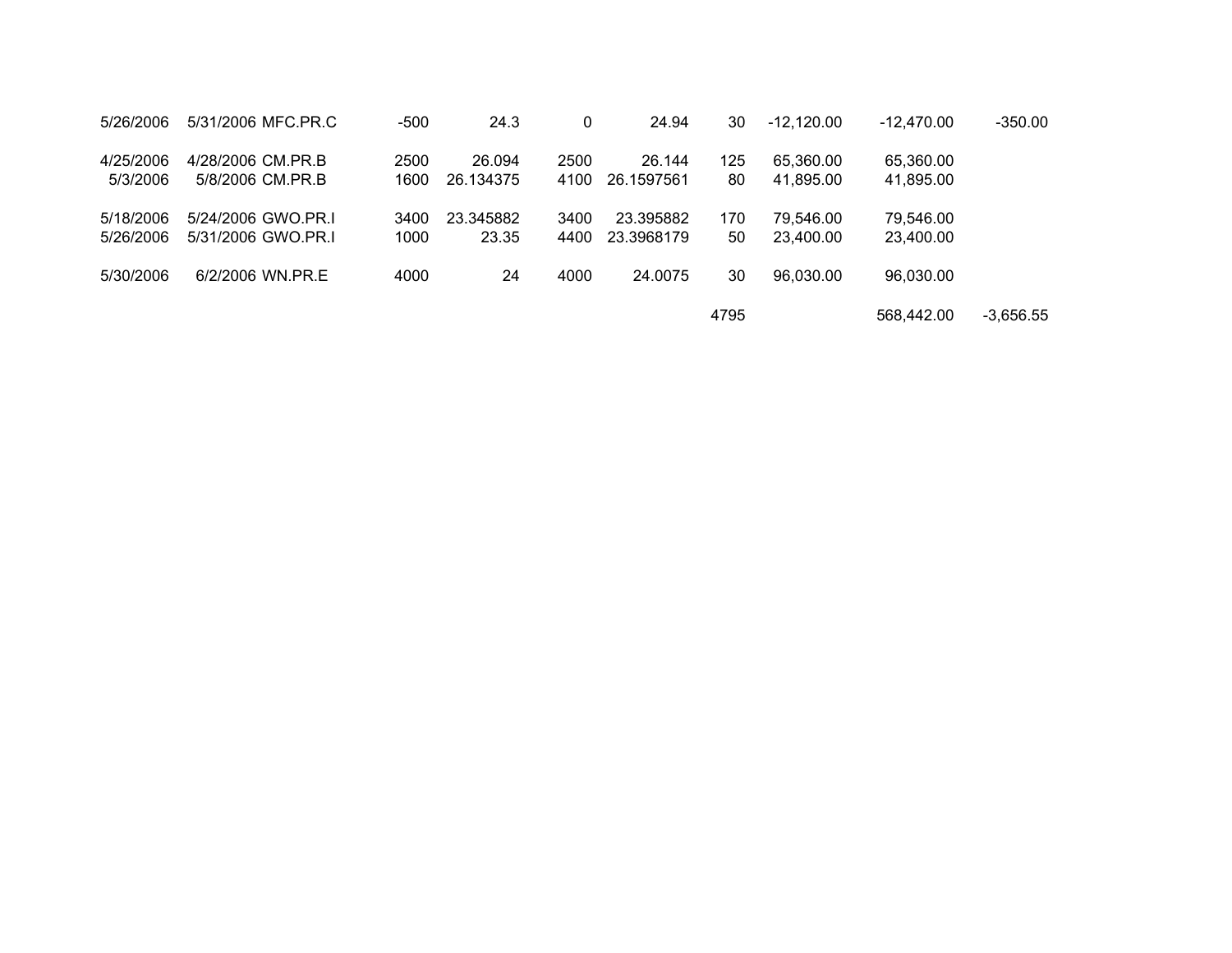| | | | | | | | | | | |
|---|---|---|---|---|---|---|---|---|---|---|
| 5/26/2006 | 5/31/2006 | MFC.PR.C | -500 | 24.3 | 0 | 24.94 | 30 | -12,120.00 | -12,470.00 | -350.00 |
| | | | | | | | | | | |
| 4/25/2006 | 4/28/2006 | CM.PR.B | 2500 | 26.094 | 2500 | 26.144 | 125 | 65,360.00 | 65,360.00 | |
| 5/3/2006 | 5/8/2006 | CM.PR.B | 1600 | 26.134375 | 4100 | 26.1597561 | 80 | 41,895.00 | 41,895.00 | |
| | | | | | | | | | | |
| 5/18/2006 | 5/24/2006 | GWO.PR.I | 3400 | 23.345882 | 3400 | 23.395882 | 170 | 79,546.00 | 79,546.00 | |
| 5/26/2006 | 5/31/2006 | GWO.PR.I | 1000 | 23.35 | 4400 | 23.3968179 | 50 | 23,400.00 | 23,400.00 | |
| | | | | | | | | | | |
| 5/30/2006 | 6/2/2006 | WN.PR.E | 4000 | 24 | 4000 | 24.0075 | 30 | 96,030.00 | 96,030.00 | |
| | | | | | | | | | | |
| | | | | | | | 4795 | | 568,442.00 | -3,656.55 |